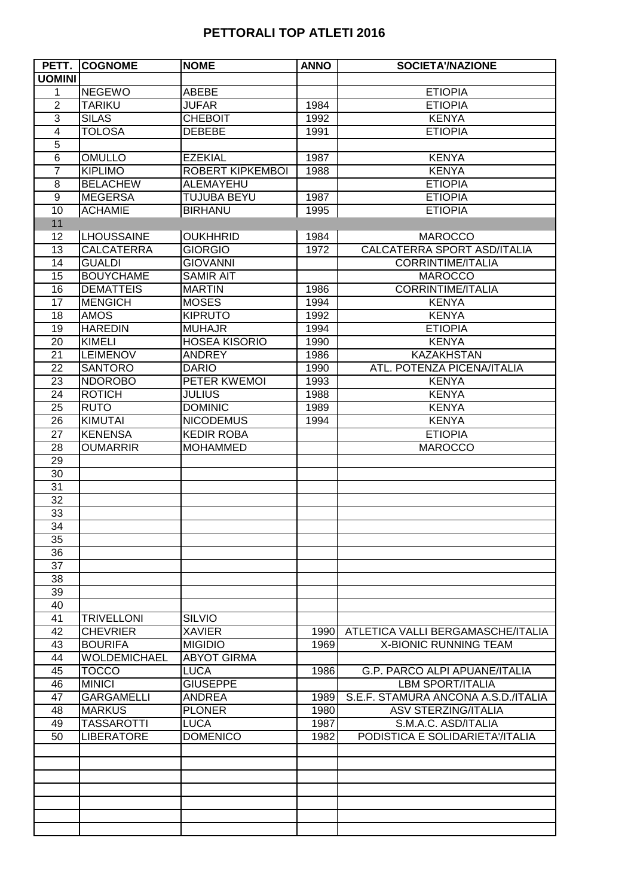# PETTORALI TOP ATLETI 2016

| PETT. | COGNOME | NOME | ANNO | SOCIETA'/NAZIONE |
|---|---|---|---|---|
| UOMINI | | | | |
| 1 | NEGEWO | ABEBE | | ETIOPIA |
| 2 | TARIKU | JUFAR | 1984 | ETIOPIA |
| 3 | SILAS | CHEBOIT | 1992 | KENYA |
| 4 | TOLOSA | DEBEBE | 1991 | ETIOPIA |
| 5 | | | | |
| 6 | OMULLO | EZEKIAL | 1987 | KENYA |
| 7 | KIPLIMO | ROBERT KIPKEMBOI | 1988 | KENYA |
| 8 | BELACHEW | ALEMAYEHU | | ETIOPIA |
| 9 | MEGERSA | TUJUBA BEYU | 1987 | ETIOPIA |
| 10 | ACHAMIE | BIRHANU | 1995 | ETIOPIA |
| 11 | | | | |
| 12 | LHOUSSAINE | OUKHHRID | 1984 | MAROCCO |
| 13 | CALCATERRA | GIORGIO | 1972 | CALCATERRA SPORT ASD/ITALIA |
| 14 | GUALDI | GIOVANNI | | CORRINTIME/ITALIA |
| 15 | BOUYCHAME | SAMIR AIT | | MAROCCO |
| 16 | DEMATTEIS | MARTIN | 1986 | CORRINTIME/ITALIA |
| 17 | MENGICH | MOSES | 1994 | KENYA |
| 18 | AMOS | KIPRUTO | 1992 | KENYA |
| 19 | HAREDIN | MUHAJR | 1994 | ETIOPIA |
| 20 | KIMELI | HOSEA KISORIO | 1990 | KENYA |
| 21 | LEIMENOV | ANDREY | 1986 | KAZAKHSTAN |
| 22 | SANTORO | DARIO | 1990 | ATL. POTENZA PICENA/ITALIA |
| 23 | NDOROBO | PETER KWEMOI | 1993 | KENYA |
| 24 | ROTICH | JULIUS | 1988 | KENYA |
| 25 | RUTO | DOMINIC | 1989 | KENYA |
| 26 | KIMUTAI | NICODEMUS | 1994 | KENYA |
| 27 | KENENSA | KEDIR ROBA | | ETIOPIA |
| 28 | OUMARRIR | MOHAMMED | | MAROCCO |
| 29 | | | | |
| 30 | | | | |
| 31 | | | | |
| 32 | | | | |
| 33 | | | | |
| 34 | | | | |
| 35 | | | | |
| 36 | | | | |
| 37 | | | | |
| 38 | | | | |
| 39 | | | | |
| 40 | | | | |
| 41 | TRIVELLONI | SILVIO | | |
| 42 | CHEVRIER | XAVIER | 1990 | ATLETICA VALLI BERGAMASCHE/ITALIA |
| 43 | BOURIFA | MIGIDIO | 1969 | X-BIONIC RUNNING TEAM |
| 44 | WOLDEMICHAEL | ABYOT GIRMA | | |
| 45 | TOCCO | LUCA | 1986 | G.P. PARCO ALPI APUANE/ITALIA |
| 46 | MINICI | GIUSEPPE | | LBM SPORT/ITALIA |
| 47 | GARGAMELLI | ANDREA | 1989 | S.E.F. STAMURA ANCONA A.S.D./ITALIA |
| 48 | MARKUS | PLONER | 1980 | ASV STERZING/ITALIA |
| 49 | TASSAROTTI | LUCA | 1987 | S.M.A.C. ASD/ITALIA |
| 50 | LIBERATORE | DOMENICO | 1982 | PODISTICA E SOLIDARIETA'/ITALIA |
| | | | | |
| | | | | |
| | | | | |
| | | | | |
| | | | | |
| | | | | |
| | | | | |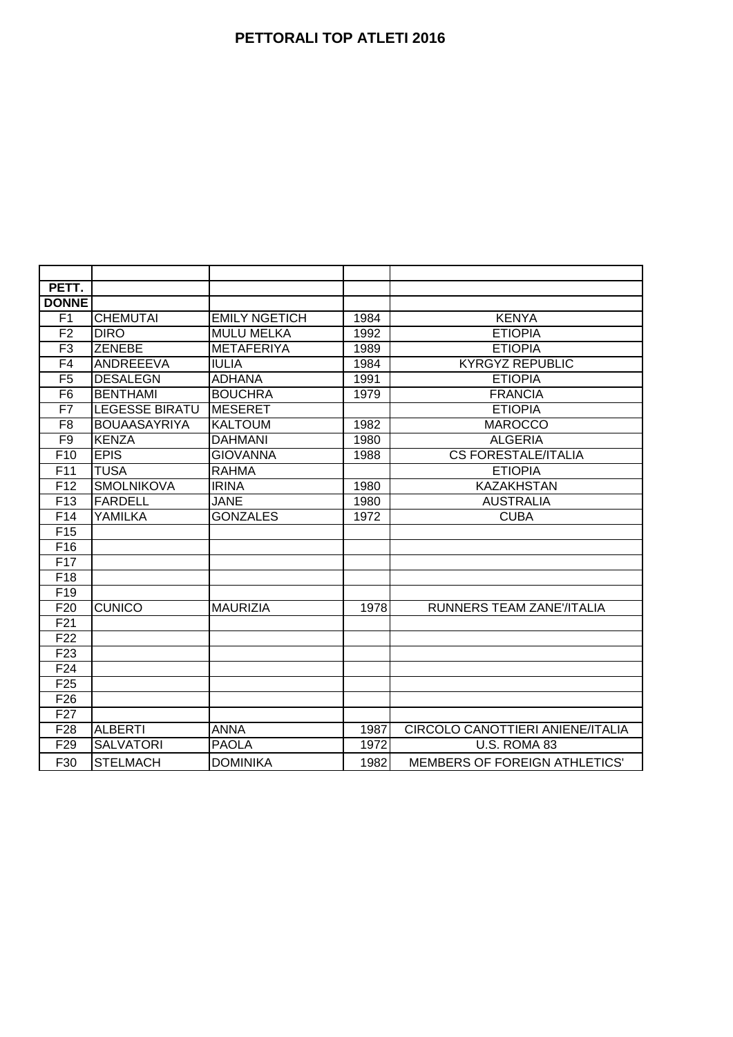# PETTORALI TOP ATLETI 2016

| | | | | |
|---|---|---|---|---|
| PETT. | | | | |
| DONNE | | | | |
| F1 | CHEMUTAI | EMILY NGETICH | 1984 | KENYA |
| F2 | DIRO | MULU MELKA | 1992 | ETIOPIA |
| F3 | ZENEBE | METAFERIYA | 1989 | ETIOPIA |
| F4 | ANDREEEVA | IULIA | 1984 | KYRGYZ REPUBLIC |
| F5 | DESALEGN | ADHANA | 1991 | ETIOPIA |
| F6 | BENTHAMI | BOUCHRA | 1979 | FRANCIA |
| F7 | LEGESSE BIRATU | MESERET | | ETIOPIA |
| F8 | BOUAASAYRIYA | KALTOUM | 1982 | MAROCCO |
| F9 | KENZA | DAHMANI | 1980 | ALGERIA |
| F10 | EPIS | GIOVANNA | 1988 | CS FORESTALE/ITALIA |
| F11 | TUSA | RAHMA | | ETIOPIA |
| F12 | SMOLNIKOVA | IRINA | 1980 | KAZAKHSTAN |
| F13 | FARDELL | JANE | 1980 | AUSTRALIA |
| F14 | YAMILKA | GONZALES | 1972 | CUBA |
| F15 | | | | |
| F16 | | | | |
| F17 | | | | |
| F18 | | | | |
| F19 | | | | |
| F20 | CUNICO | MAURIZIA | 1978 | RUNNERS TEAM ZANE'/ITALIA |
| F21 | | | | |
| F22 | | | | |
| F23 | | | | |
| F24 | | | | |
| F25 | | | | |
| F26 | | | | |
| F27 | | | | |
| F28 | ALBERTI | ANNA | 1987 | CIRCOLO CANOTTIERI ANIENE/ITALIA |
| F29 | SALVATORI | PAOLA | 1972 | U.S. ROMA 83 |
| F30 | STELMACH | DOMINIKA | 1982 | MEMBERS OF FOREIGN ATHLETICS' |